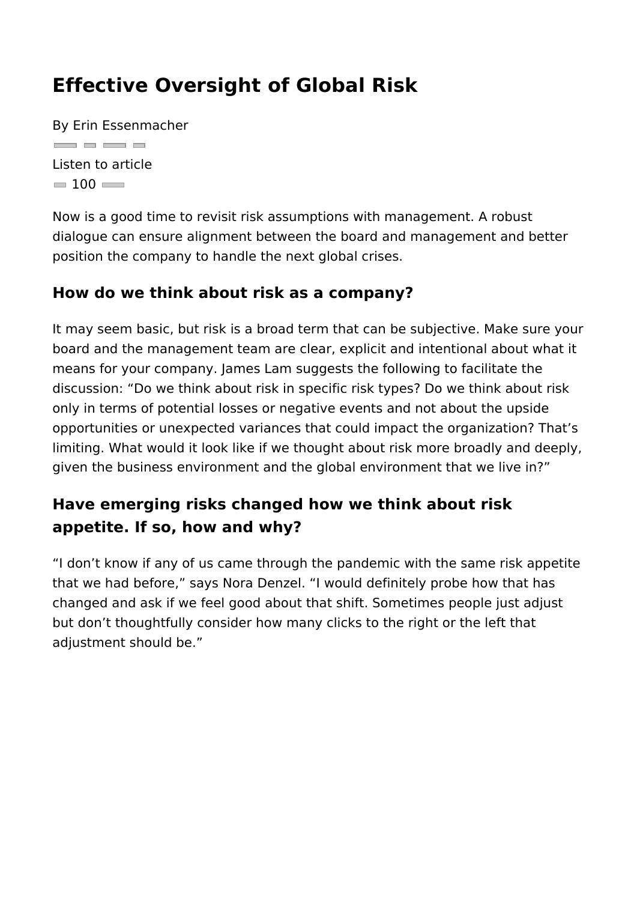# Effective Oversight of Global Risk

By Erin Essenmacher

Listen to article

100

Now is a good time to revisit risk assumptions with management. A robust dialogue can ensure alignment between the board and management and better position the company to handle the next global crises.

## How do we think about risk as a company?

It may seem basic, but risk is a broad term that can be subjective. Make sure your board and the management team are clear, explicit and intentional about what it means for your company. James Lam suggests the following to facilitate the discussion: “Do we think about risk in specific risk types? Do we think about risk only in terms of potential losses or negative events and not about the upside opportunities or unexpected variances that could impact the organization? That’s limiting. What would it look like if we thought about risk more broadly and deeply, given the business environment and the global environment that we live in?”

## Have emerging risks changed how we think about risk appetite. If so, how and why?

“I don’t know if any of us came through the pandemic with the same risk appetite that we had before,” says Nora Denzel. “I would definitely probe how that has changed and ask if we feel good about that shift. Sometimes people just adjust but don’t thoughtfully consider how many clicks to the right or the left that adjustment should be.”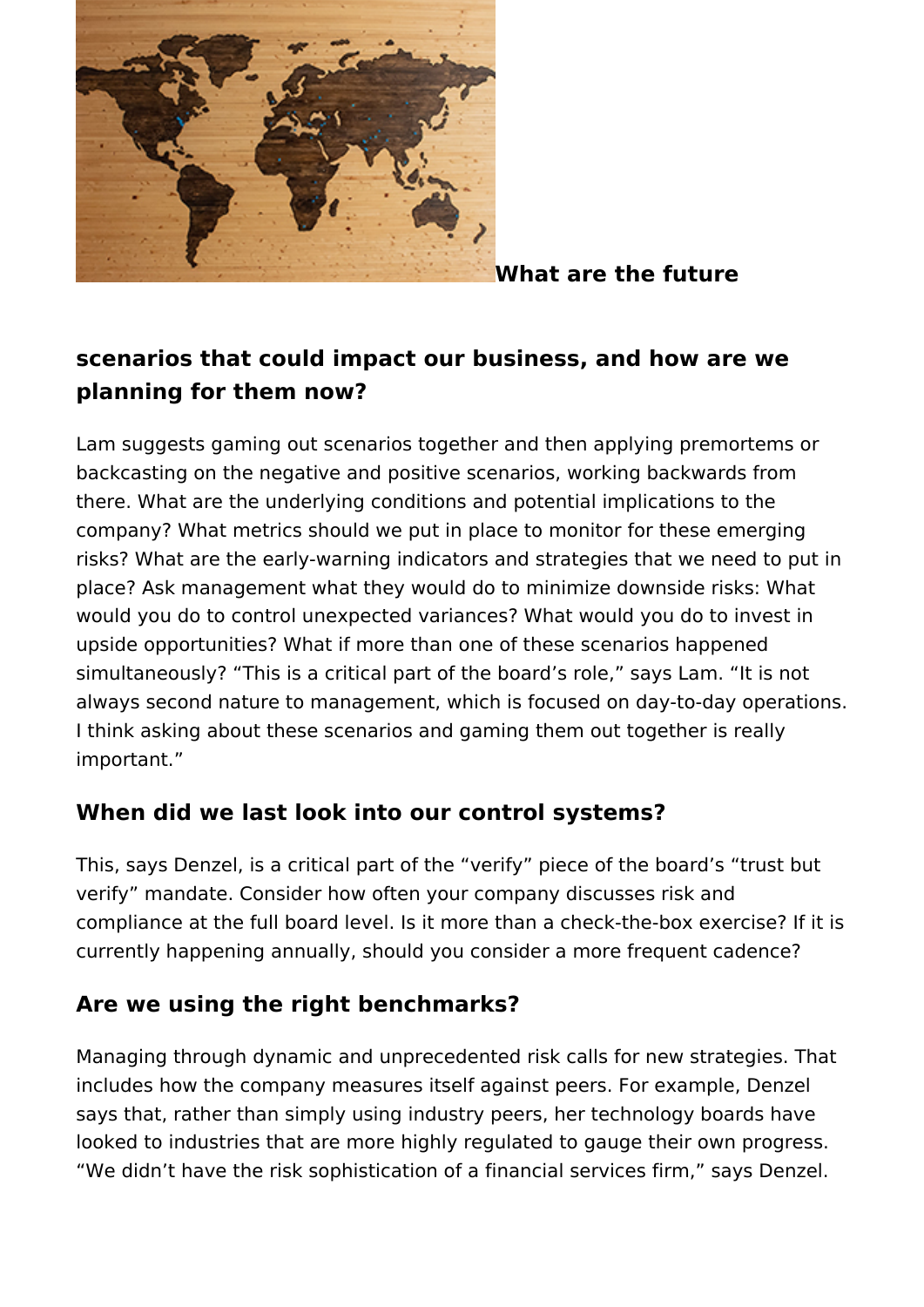### What are the future scenarios that could impact our business, and how are we planning for them now?

Lam suggests gaming out scenarios together and then applying premortems or backcasting on the negative and positive scenarios, working backwards from there. What are the underlying conditions and potential implications to the company? What metrics should we put in place to monitor for these emerging risks? What are the early-warning indicators and strategies that we need to put in place? Ask management what they would do to minimize downside risks: What would you do to control unexpected variances? What would you do to invest in upside opportunities? What if more than one of these scenarios happened simultaneously? "This is a critical part of the board's role," says Lam. "It is not always second nature to management, which is focused on day-to-day operations. I think asking about these scenarios and gaming them out together is really important."

### When did we last look into our control systems?

This, says Denzel, is a critical part of the "verify" piece of the board's "trust but verify" mandate. Consider how often your company discusses risk and compliance at the full board level. Is it more than a check-the-box exercise? If it is currently happening annually, should you consider a more frequent cadence?

### Are we using the right benchmarks?

Managing through dynamic and unprecedented risk calls for new strategies. That includes how the company measures itself against peers. For example, Denzel says that, rather than simply using industry peers, her technology boards have looked to industries that are more highly regulated to gauge their own progress. "We didn't have the risk sophistication of a financial services firm," says Denzel.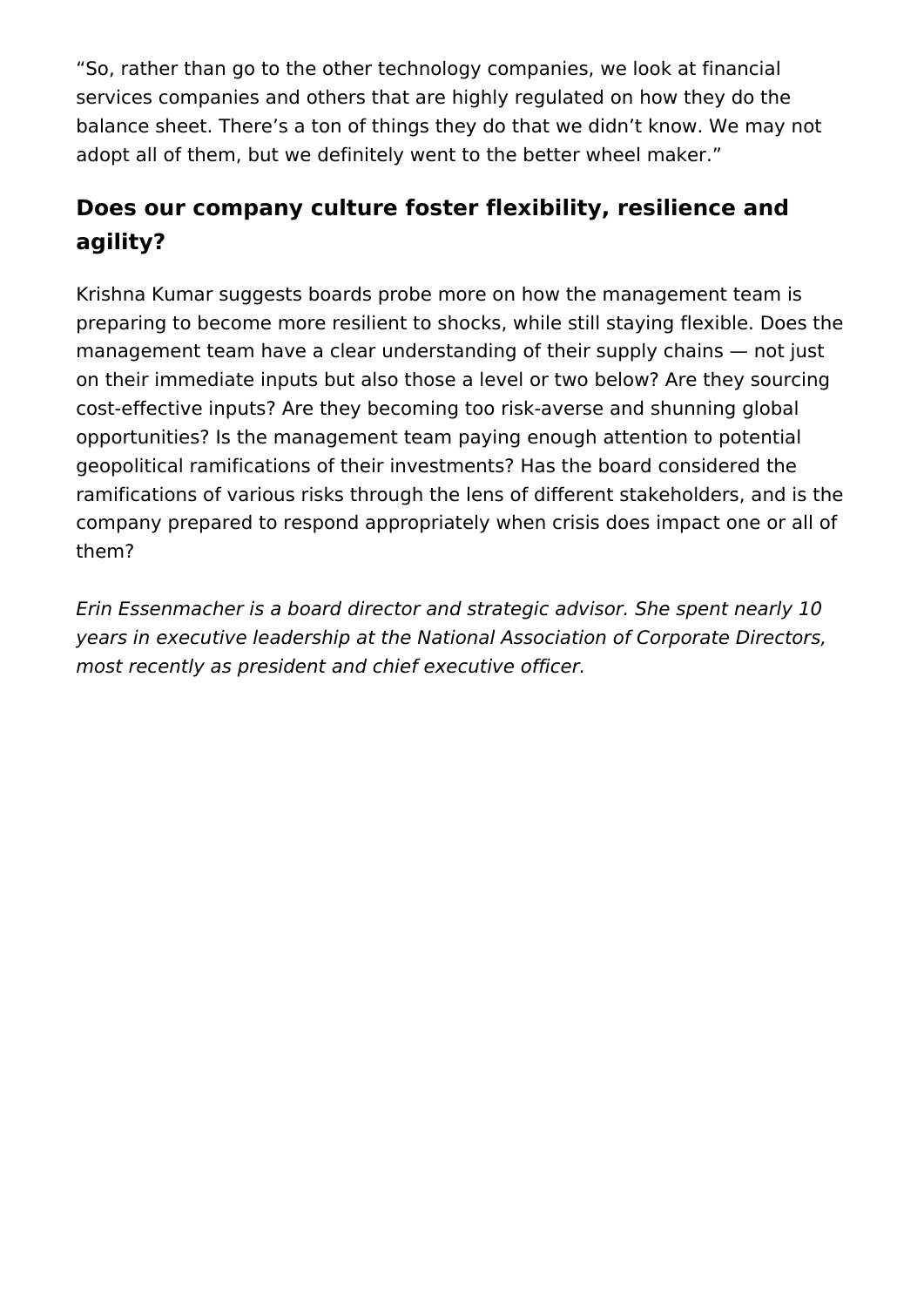"So, rather than go to the other technology companies, we look at financial services companies and others that are highly regulated on how they do the balance sheet. There's a ton of things they do that we didn't know. We may not adopt all of them, but we definitely went to the better wheel maker."

## Does our company culture foster flexibility, resilience and agility?

Krishna Kumar suggests boards probe more on how the management team is preparing to become more resilient to shocks, while still staying flexible. Does the management team have a clear understanding of their supply chains — not just on their immediate inputs but also those a level or two below? Are they sourcing cost-effective inputs? Are they becoming too risk-averse and shunning global opportunities? Is the management team paying enough attention to potential geopolitical ramifications of their investments? Has the board considered the ramifications of various risks through the lens of different stakeholders, and is the company prepared to respond appropriately when crisis does impact one or all of them?

*Erin Essenmacher is a board director and strategic advisor. She spent nearly 10 years in executive leadership at the National Association of Corporate Directors, most recently as president and chief executive officer.*